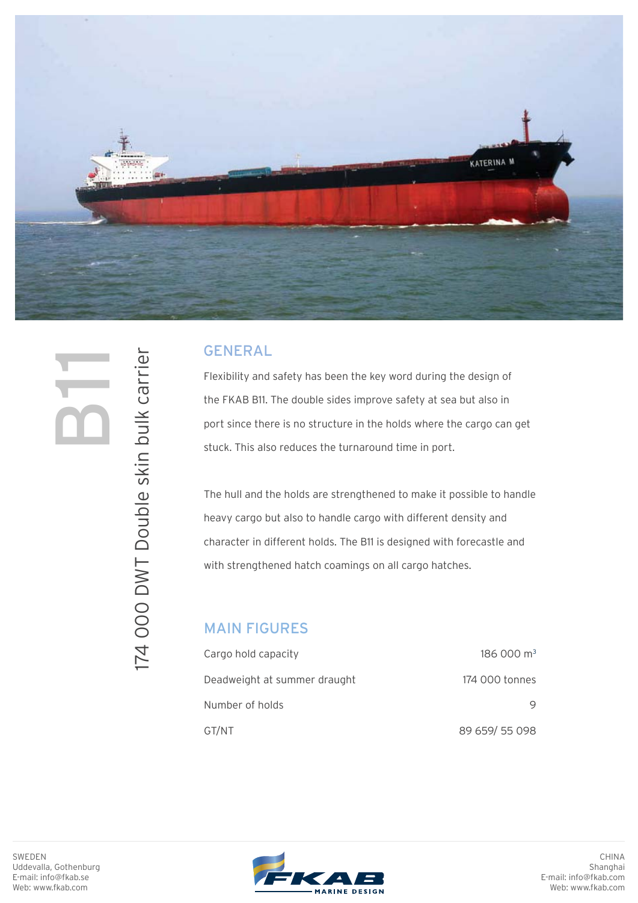# B11

## 174 000 DWT Double skin bulk carrier

## GENERAL

Flexibility and safety has been the key word during the design of the FKAB B11. The double sides improve safety at sea but also in port since there is no structure in the holds where the cargo can get stuck. This also reduces the turnaround time in port.

The hull and the holds are strengthened to make it possible to handle heavy cargo but also to handle cargo with different density and character in different holds. The B11 is designed with forecastle and with strengthened hatch coamings on all cargo hatches.

## MAIN FIGURES

| | |
|---|---|
| Cargo hold capacity | 186 000 $m^3$ |
| Deadweight at summer draught | 174 000 tonnes |
| Number of holds | 9 |
| GT/NT | 89 659/ 55 098 |

SWEDEN
Uddevalla, Gothenburg
E-mail: info@fkab.se
Web: www.fkab.com

FKAB MARINE DESIGN

CHINA
Shanghai
E-mail: info@fkab.com
Web: www.fkab.com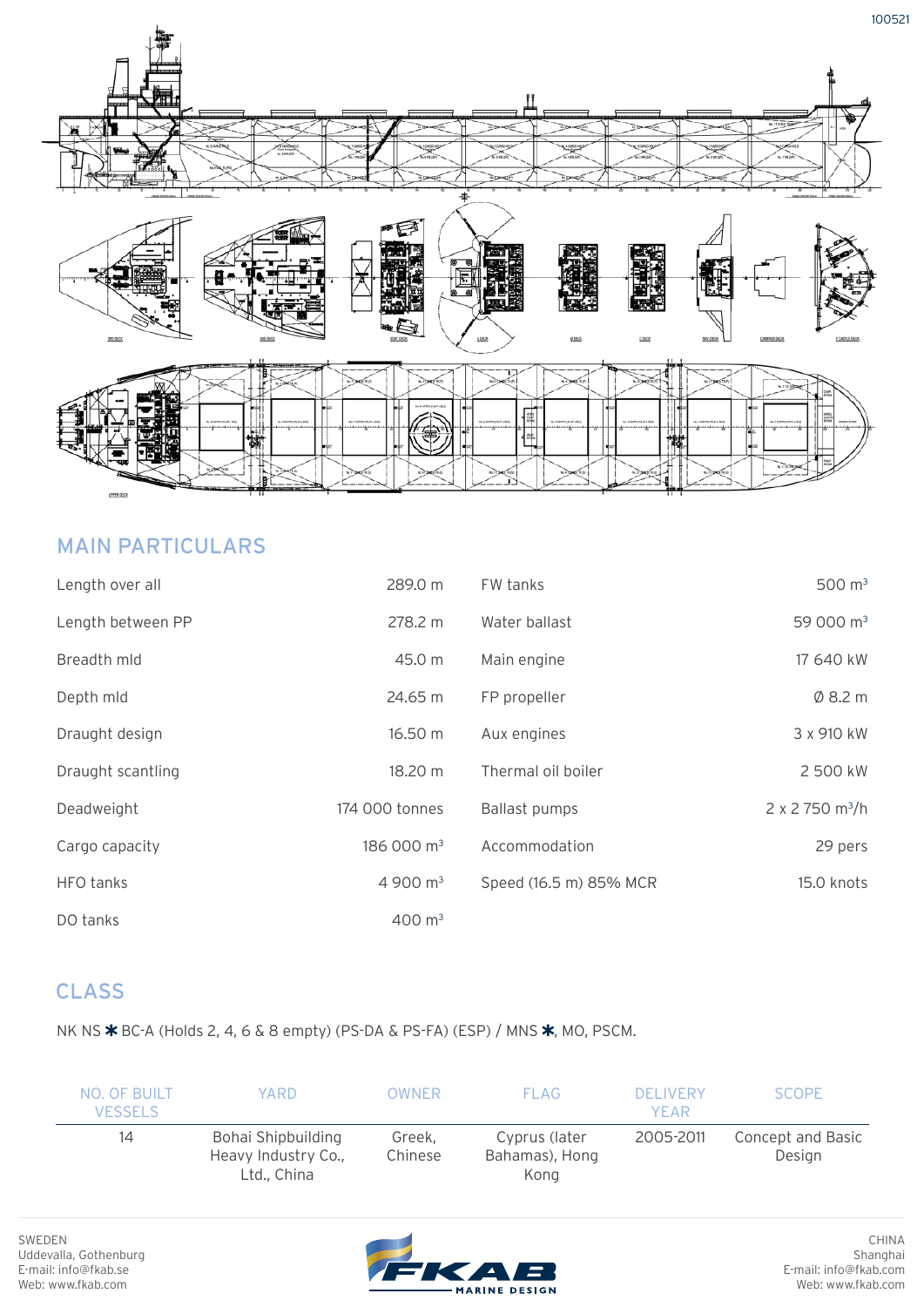## MAIN PARTICULARS

| | | | |
|---|---|---|---|
| Length over all | 289.0 m | FW tanks | 500 m³ |
| Length between PP | 278.2 m | Water ballast | 59 000 m³ |
| Breadth mld | 45.0 m | Main engine | 17 640 kW |
| Depth mld | 24.65 m | FP propeller | Ø 8.2 m |
| Draught design | 16.50 m | Aux engines | 3 x 910 kW |
| Draught scantling | 18.20 m | Thermal oil boiler | 2 500 kW |
| Deadweight | 174 000 tonnes | Ballast pumps | 2 x 2 750 m³/h |
| Cargo capacity | 186 000 m³ | Accommodation | 29 pers |
| HFO tanks | 4 900 m³ | Speed (16.5 m) 85% MCR | 15.0 knots |
| DO tanks | 400 m³ | | |

## CLASS

NK NS ✱ BC-A (Holds 2, 4, 6 & 8 empty) (PS-DA & PS-FA) (ESP) / MNS ✱, MO, PSCM.

| NO. OF BUILT VESSELS | YARD | OWNER | FLAG | DELIVERY YEAR | SCOPE |
|---|---|---|---|---|---|
| 14 | Bohai Shipbuilding Heavy Industry Co., Ltd., China | Greek, Chinese | Cyprus (later Bahamas), Hong Kong | 2005-2011 | Concept and Basic Design |

SWEDEN
Uddevalla, Gothenburg
E-mail: info@fkab.se
Web: www.fkab.com

FKAB MARINE DESIGN

CHINA
Shanghai
E-mail: info@fkab.com
Web: www.fkab.com